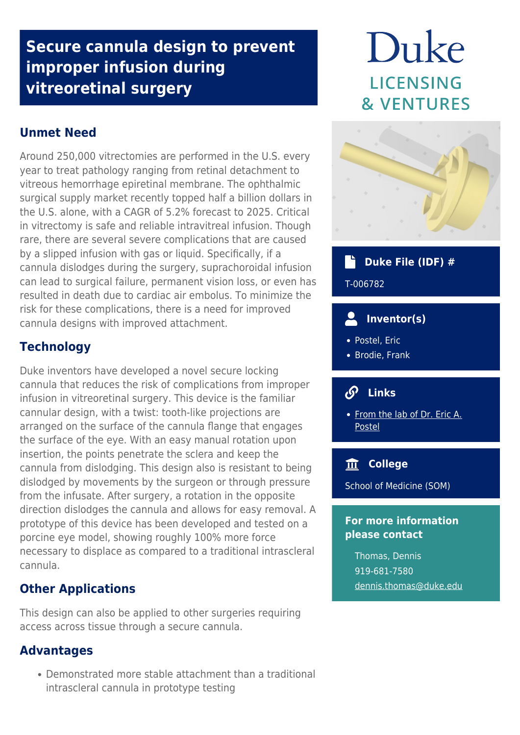# Secure cannula design to prevent improper infusion during vitreoretinal surgery

Duke

LICENSING & VENTURES

## Unmet Need

Around 250,000 vitrectomies are performed in the U.S. every year to treat pathology ranging from retinal detachment to vitreous hemorrhage epiretinal membrane. The ophthalmic surgical supply market recently topped half a billion dollars in the U.S. alone, with a CAGR of 5.2% forecast to 2025. Critical in vitrectomy is safe and reliable intravitreal infusion. Though rare, there are several severe complications that are caused by a slipped infusion with gas or liquid. Specifically, if a cannula dislodges during the surgery, suprachoroidal infusion can lead to surgical failure, permanent vision loss, or even has resulted in death due to cardiac air embolus. To minimize the risk for these complications, there is a need for improved cannula designs with improved attachment.

## Technology

Duke inventors have developed a novel secure locking cannula that reduces the risk of complications from improper infusion in vitreoretinal surgery. This device is the familiar cannular design, with a twist: tooth-like projections are arranged on the surface of the cannula flange that engages the surface of the eye. With an easy manual rotation upon insertion, the points penetrate the sclera and keep the cannula from dislodging. This design also is resistant to being dislodged by movements by the surgeon or through pressure from the infusate. After surgery, a rotation in the opposite direction dislodges the cannula and allows for easy removal. A prototype of this device has been developed and tested on a porcine eye model, showing roughly 100% more force necessary to displace as compared to a traditional intrascleral cannula.

## Other Applications

This design can also be applied to other surgeries requiring access across tissue through a secure cannula.

## Advantages

- Demonstrated more stable attachment than a traditional intrascleral cannula in prototype testing

### Duke File (IDF) #

T-006782

### Inventor(s)

- Postel, Eric
- Brodie, Frank

### Links

- From the lab of Dr. Eric A. Postel

### College

School of Medicine (SOM)

### For more information please contact

Thomas, Dennis
919-681-7580
dennis.thomas@duke.edu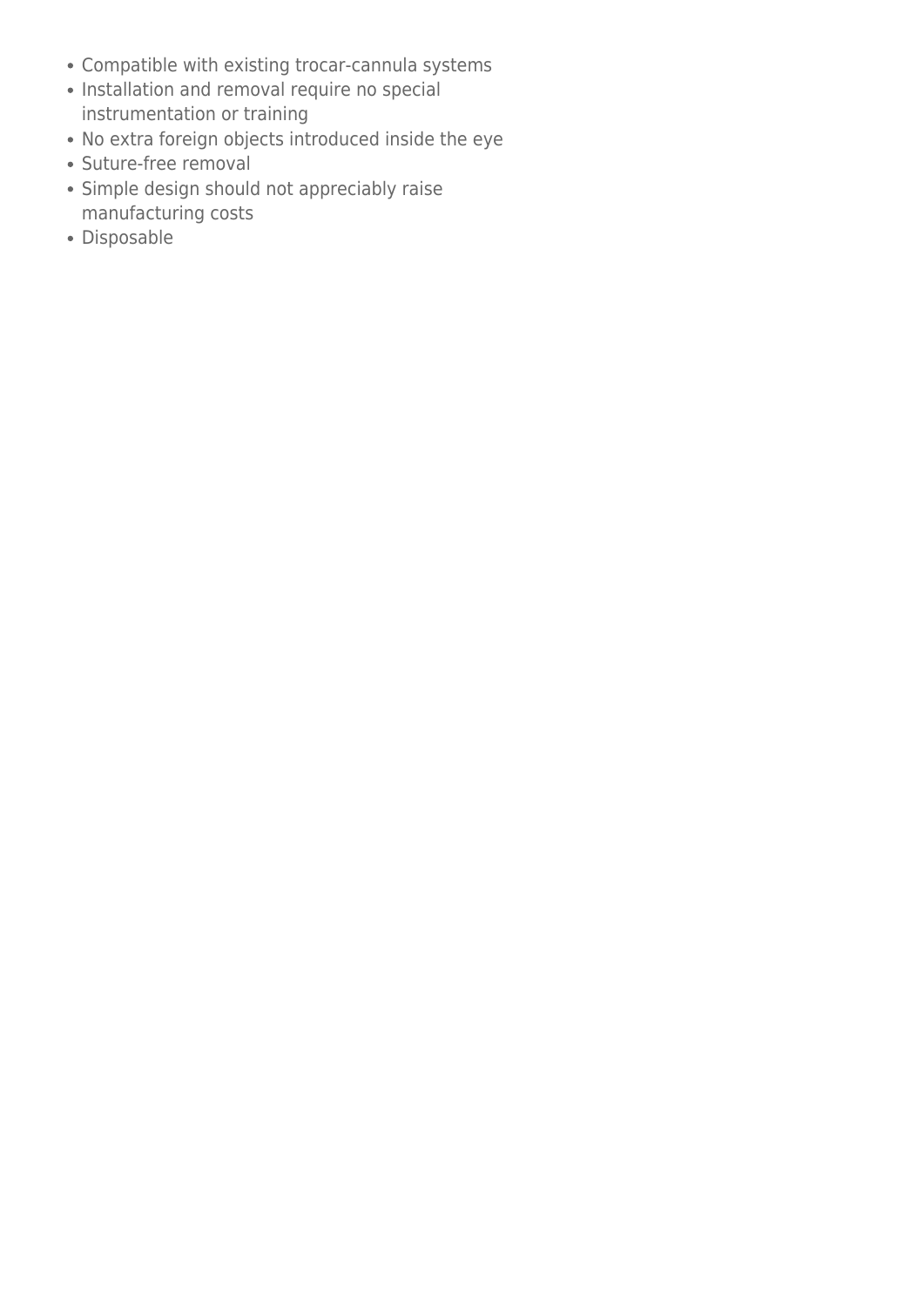- Compatible with existing trocar-cannula systems
- Installation and removal require no special instrumentation or training
- No extra foreign objects introduced inside the eye
- Suture-free removal
- Simple design should not appreciably raise manufacturing costs
- Disposable